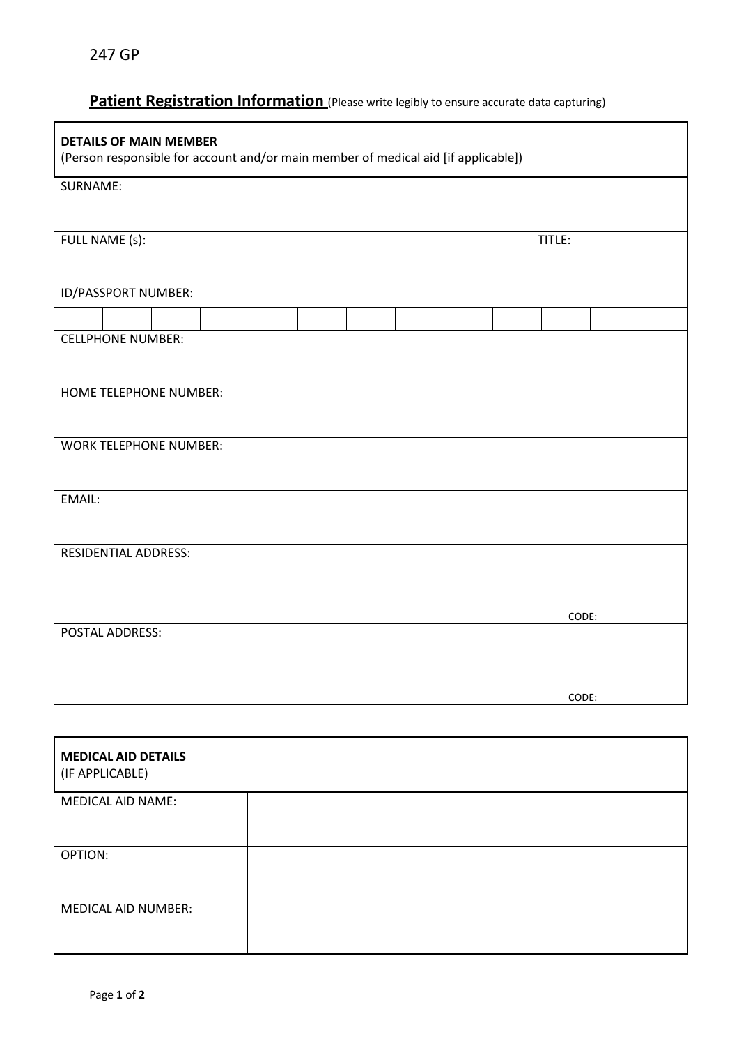247 GP

# **Patient Registration Information** (Please write legibly to ensure accurate data capturing)

| **DETAILS OF MAIN MEMBER** (Person responsible for account and/or main member of medical aid [if applicable]) | |
|---|---|
| SURNAME: | |
| FULL NAME (s): | TITLE: |
| ID/PASSPORT NUMBER: | |
| | |
| CELLPHONE NUMBER: | |
| HOME TELEPHONE NUMBER: | |
| WORK TELEPHONE NUMBER: | |
| EMAIL: | |
| RESIDENTIAL ADDRESS: | CODE: |
| POSTAL ADDRESS: | CODE: |

| **MEDICAL AID DETAILS** (IF APPLICABLE) | |
|---|---|
| MEDICAL AID NAME: | |
| OPTION: | |
| MEDICAL AID NUMBER: | |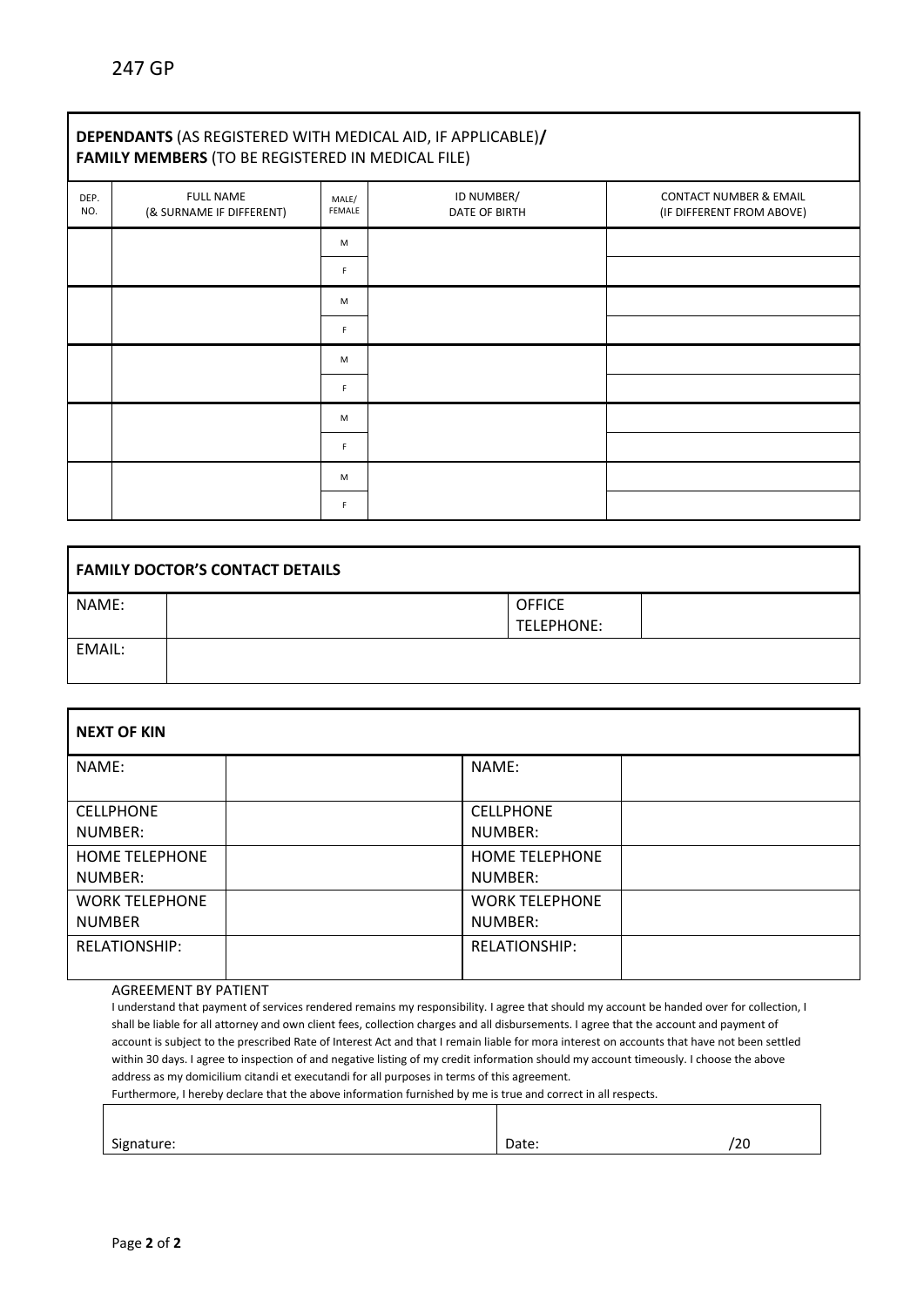247 GP

| **DEPENDANTS** (AS REGISTERED WITH MEDICAL AID, IF APPLICABLE)**/** **FAMILY MEMBERS** (TO BE REGISTERED IN MEDICAL FILE) | | | | |
|---|---|---|---|---|
| DEP. NO. | FULL NAME (& SURNAME IF DIFFERENT) | MALE/ FEMALE | ID NUMBER/ DATE OF BIRTH | CONTACT NUMBER & EMAIL (IF DIFFERENT FROM ABOVE) |
| | | M | | |
| | | F | | |
| | | M | | |
| | | F | | |
| | | M | | |
| | | F | | |
| | | M | | |
| | | F | | |
| | | M | | |
| | | F | | |

| **FAMILY DOCTOR'S CONTACT DETAILS** | | | |
|---|---|---|---|
| NAME: | | OFFICE TELEPHONE: | |
| EMAIL: | | | |

| **NEXT OF KIN** | | | |
|---|---|---|---|
| NAME: | | NAME: | |
| CELLPHONE NUMBER: | | CELLPHONE NUMBER: | |
| HOME TELEPHONE NUMBER: | | HOME TELEPHONE NUMBER: | |
| WORK TELEPHONE NUMBER | | WORK TELEPHONE NUMBER: | |
| RELATIONSHIP: | | RELATIONSHIP: | |

AGREEMENT BY PATIENT

I understand that payment of services rendered remains my responsibility. I agree that should my account be handed over for collection, I shall be liable for all attorney and own client fees, collection charges and all disbursements. I agree that the account and payment of account is subject to the prescribed Rate of Interest Act and that I remain liable for mora interest on accounts that have not been settled within 30 days. I agree to inspection of and negative listing of my credit information should my account timeously. I choose the above address as my domicilium citandi et executandi for all purposes in terms of this agreement.

Furthermore, I hereby declare that the above information furnished by me is true and correct in all respects.

| | |
|---|---|
| Signature: | Date: /20 |